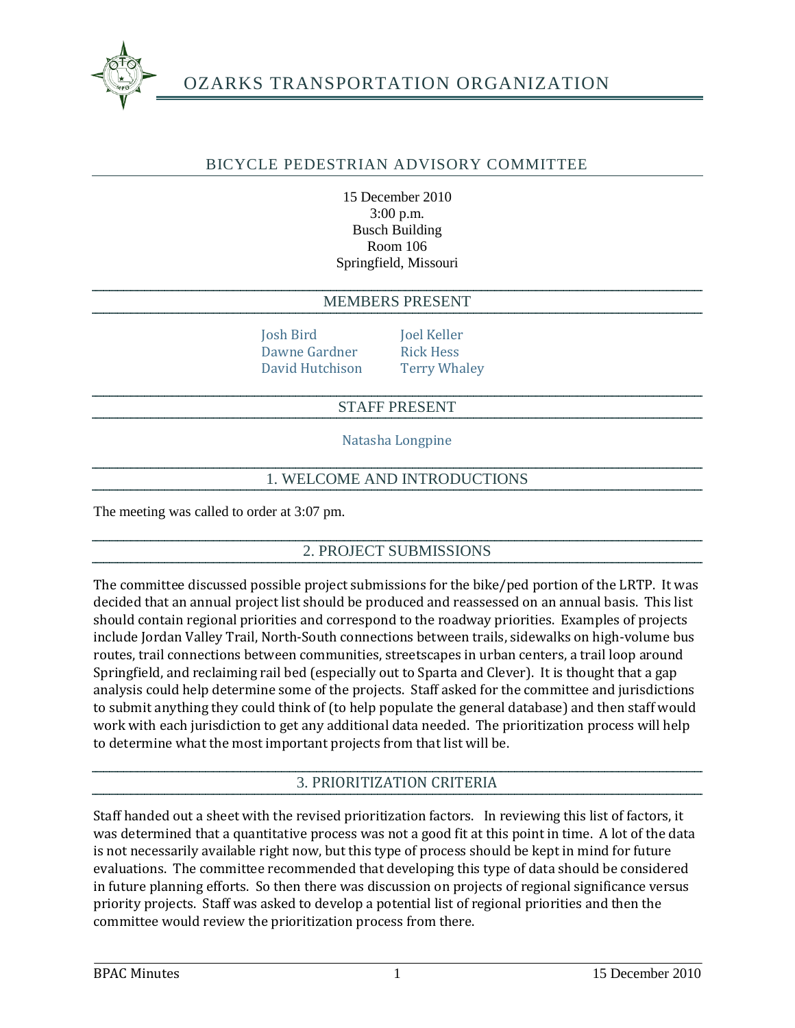# OZARKS TRANSPORTATION ORGANIZATION

## BICYCLE PEDESTRIAN ADVISORY COMMITTEE

15 December 2010
3:00 p.m.
Busch Building
Room 106
Springfield, Missouri

## MEMBERS PRESENT

Josh Bird
Dawne Gardner
David Hutchison
Joel Keller
Rick Hess
Terry Whaley

## STAFF PRESENT

Natasha Longpine

## 1. WELCOME AND INTRODUCTIONS

The meeting was called to order at 3:07 pm.

## 2. PROJECT SUBMISSIONS

The committee discussed possible project submissions for the bike/ped portion of the LRTP. It was decided that an annual project list should be produced and reassessed on an annual basis. This list should contain regional priorities and correspond to the roadway priorities. Examples of projects include Jordan Valley Trail, North-South connections between trails, sidewalks on high-volume bus routes, trail connections between communities, streetscapes in urban centers, a trail loop around Springfield, and reclaiming rail bed (especially out to Sparta and Clever). It is thought that a gap analysis could help determine some of the projects. Staff asked for the committee and jurisdictions to submit anything they could think of (to help populate the general database) and then staff would work with each jurisdiction to get any additional data needed. The prioritization process will help to determine what the most important projects from that list will be.

## 3. PRIORITIZATION CRITERIA

Staff handed out a sheet with the revised prioritization factors. In reviewing this list of factors, it was determined that a quantitative process was not a good fit at this point in time. A lot of the data is not necessarily available right now, but this type of process should be kept in mind for future evaluations. The committee recommended that developing this type of data should be considered in future planning efforts. So then there was discussion on projects of regional significance versus priority projects. Staff was asked to develop a potential list of regional priorities and then the committee would review the prioritization process from there.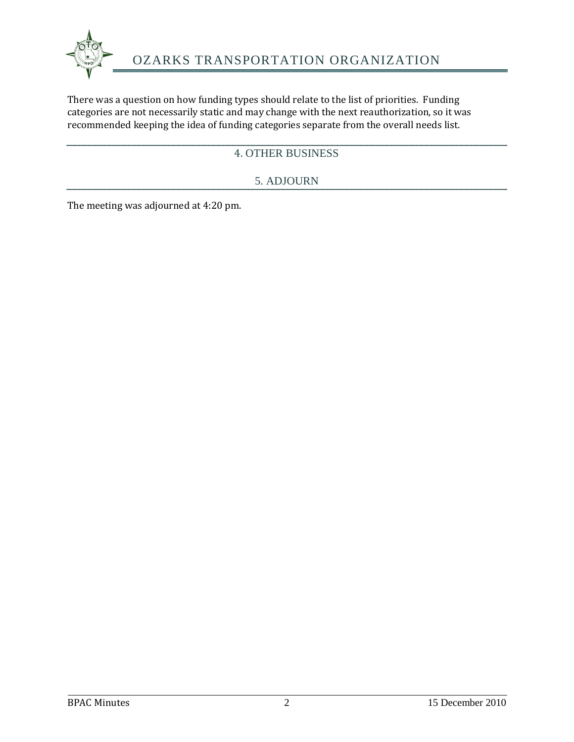There was a question on how funding types should relate to the list of priorities. Funding categories are not necessarily static and may change with the next reauthorization, so it was recommended keeping the idea of funding categories separate from the overall needs list.

## 4. OTHER BUSINESS

## 5. ADJOURN

The meeting was adjourned at 4:20 pm.